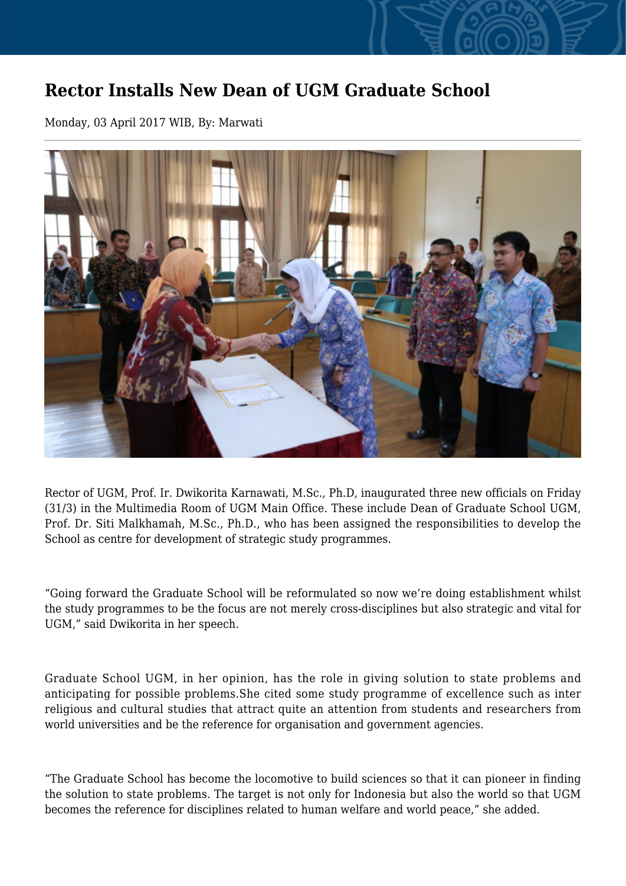# Rector Installs New Dean of UGM Graduate School

Monday, 03 April 2017 WIB, By: Marwati

---

Rector of UGM, Prof. Ir. Dwikorita Karnawati, M.Sc., Ph.D, inaugurated three new officials on Friday (31/3) in the Multimedia Room of UGM Main Office. These include Dean of Graduate School UGM, Prof. Dr. Siti Malkhamah, M.Sc., Ph.D., who has been assigned the responsibilities to develop the School as centre for development of strategic study programmes.

“Going forward the Graduate School will be reformulated so now we’re doing establishment whilst the study programmes to be the focus are not merely cross-disciplines but also strategic and vital for UGM,” said Dwikorita in her speech.

Graduate School UGM, in her opinion, has the role in giving solution to state problems and anticipating for possible problems.She cited some study programme of excellence such as inter religious and cultural studies that attract quite an attention from students and researchers from world universities and be the reference for organisation and government agencies.

“The Graduate School has become the locomotive to build sciences so that it can pioneer in finding the solution to state problems. The target is not only for Indonesia but also the world so that UGM becomes the reference for disciplines related to human welfare and world peace,” she added.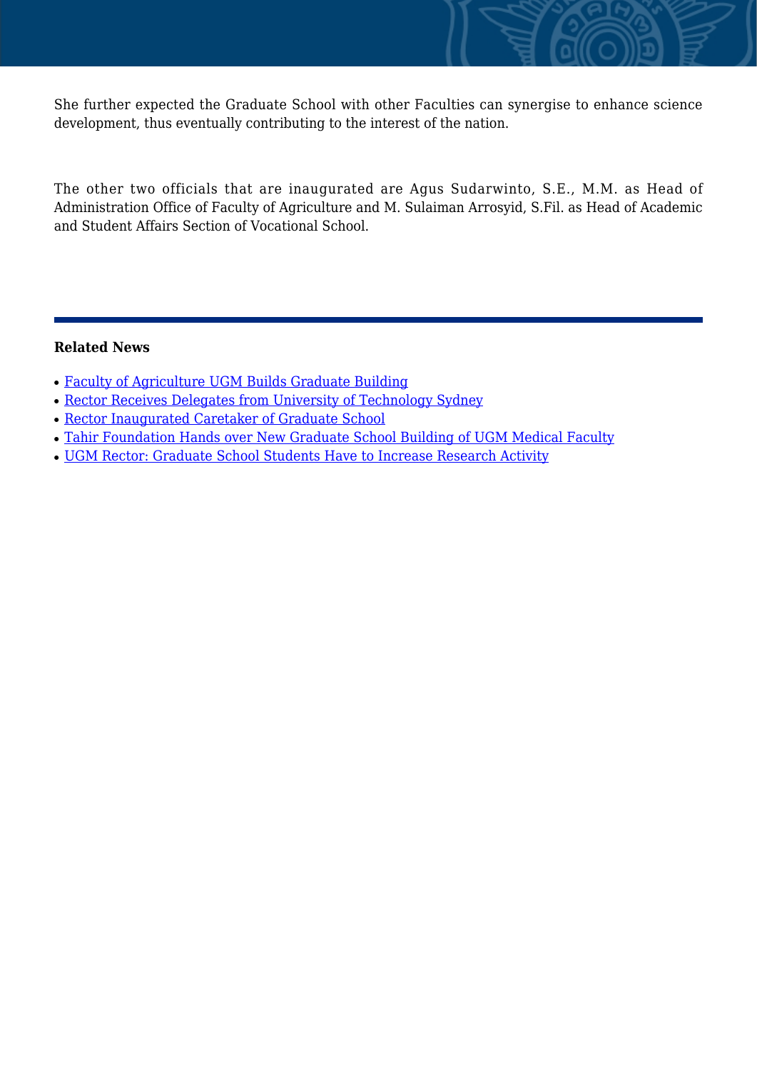She further expected the Graduate School with other Faculties can synergise to enhance science development, thus eventually contributing to the interest of the nation.

The other two officials that are inaugurated are Agus Sudarwinto, S.E., M.M. as Head of Administration Office of Faculty of Agriculture and M. Sulaiman Arrosyid, S.Fil. as Head of Academic and Student Affairs Section of Vocational School.

---

**Related News**

- Faculty of Agriculture UGM Builds Graduate Building
- Rector Receives Delegates from University of Technology Sydney
- Rector Inaugurated Caretaker of Graduate School
- Tahir Foundation Hands over New Graduate School Building of UGM Medical Faculty
- UGM Rector: Graduate School Students Have to Increase Research Activity